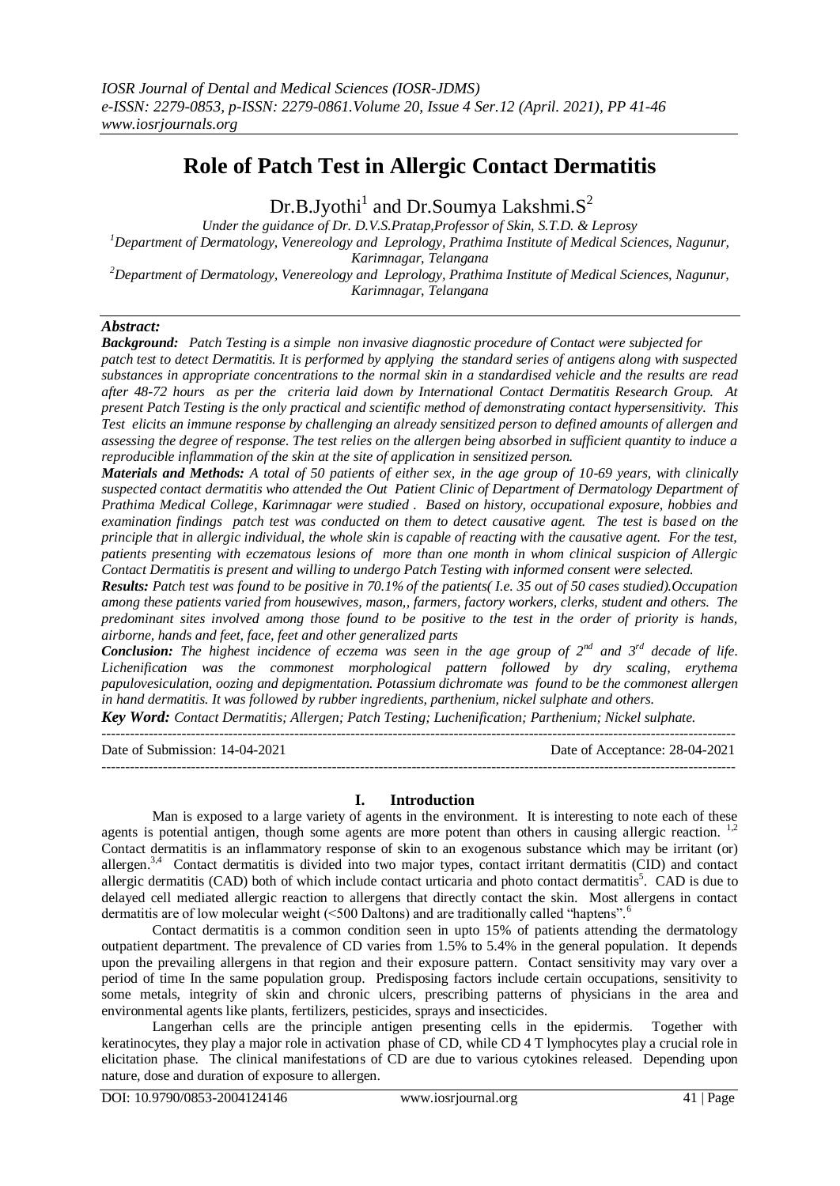# Role of Patch Test in Allergic Contact Dermatitis

Dr.B.Jyothi[1] and Dr.Soumya Lakshmi.S[2]

*Under the guidance of Dr. D.V.S.Pratap,Professor of Skin, S.T.D. & Leprosy*

[1]*Department of Dermatology, Venereology and Leprology, Prathima Institute of Medical Sciences, Nagunur, Karimnagar, Telangana*

[2]*Department of Dermatology, Venereology and Leprology, Prathima Institute of Medical Sciences, Nagunur, Karimnagar, Telangana*

## *Abstract:*

***Background:*** *Patch Testing is a simple non invasive diagnostic procedure of Contact were subjected for patch test to detect Dermatitis. It is performed by applying the standard series of antigens along with suspected substances in appropriate concentrations to the normal skin in a standardised vehicle and the results are read after 48-72 hours as per the criteria laid down by International Contact Dermatitis Research Group. At present Patch Testing is the only practical and scientific method of demonstrating contact hypersensitivity. This Test elicits an immune response by challenging an already sensitized person to defined amounts of allergen and assessing the degree of response. The test relies on the allergen being absorbed in sufficient quantity to induce a reproducible inflammation of the skin at the site of application in sensitized person.*

***Materials and Methods:*** *A total of 50 patients of either sex, in the age group of 10-69 years, with clinically suspected contact dermatitis who attended the Out Patient Clinic of Department of Dermatology Department of Prathima Medical College, Karimnagar were studied . Based on history, occupational exposure, hobbies and examination findings patch test was conducted on them to detect causative agent. The test is based on the principle that in allergic individual, the whole skin is capable of reacting with the causative agent. For the test, patients presenting with eczematous lesions of more than one month in whom clinical suspicion of Allergic Contact Dermatitis is present and willing to undergo Patch Testing with informed consent were selected.*

***Results:*** *Patch test was found to be positive in 70.1% of the patients( I.e. 35 out of 50 cases studied).Occupation among these patients varied from housewives, mason,, farmers, factory workers, clerks, student and others. The predominant sites involved among those found to be positive to the test in the order of priority is hands, airborne, hands and feet, face, feet and other generalized parts*

***Conclusion:*** *The highest incidence of eczema was seen in the age group of 2nd and 3rd decade of life. Lichenification was the commonest morphological pattern followed by dry scaling, erythema papulovesiculation, oozing and depigmentation. Potassium dichromate was found to be the commonest allergen in hand dermatitis. It was followed by rubber ingredients, parthenium, nickel sulphate and others.*

***Key Word:*** *Contact Dermatitis; Allergen; Patch Testing; Luchenification; Parthenium; Nickel sulphate.*

---

Date of Submission: 14-04-2021 | Date of Acceptance: 28-04-2021

---

## I. Introduction

Man is exposed to a large variety of agents in the environment. It is interesting to note each of these agents is potential antigen, though some agents are more potent than others in causing allergic reaction. [1,2] Contact dermatitis is an inflammatory response of skin to an exogenous substance which may be irritant (or) allergen.[3,4] Contact dermatitis is divided into two major types, contact irritant dermatitis (CID) and contact allergic dermatitis (CAD) both of which include contact urticaria and photo contact dermatitis[5]. CAD is due to delayed cell mediated allergic reaction to allergens that directly contact the skin. Most allergens in contact dermatitis are of low molecular weight (<500 Daltons) and are traditionally called "haptens".[6]

Contact dermatitis is a common condition seen in upto 15% of patients attending the dermatology outpatient department. The prevalence of CD varies from 1.5% to 5.4% in the general population. It depends upon the prevailing allergens in that region and their exposure pattern. Contact sensitivity may vary over a period of time In the same population group. Predisposing factors include certain occupations, sensitivity to some metals, integrity of skin and chronic ulcers, prescribing patterns of physicians in the area and environmental agents like plants, fertilizers, pesticides, sprays and insecticides.

Langerhan cells are the principle antigen presenting cells in the epidermis. Together with keratinocytes, they play a major role in activation phase of CD, while CD 4 T lymphocytes play a crucial role in elicitation phase. The clinical manifestations of CD are due to various cytokines released. Depending upon nature, dose and duration of exposure to allergen.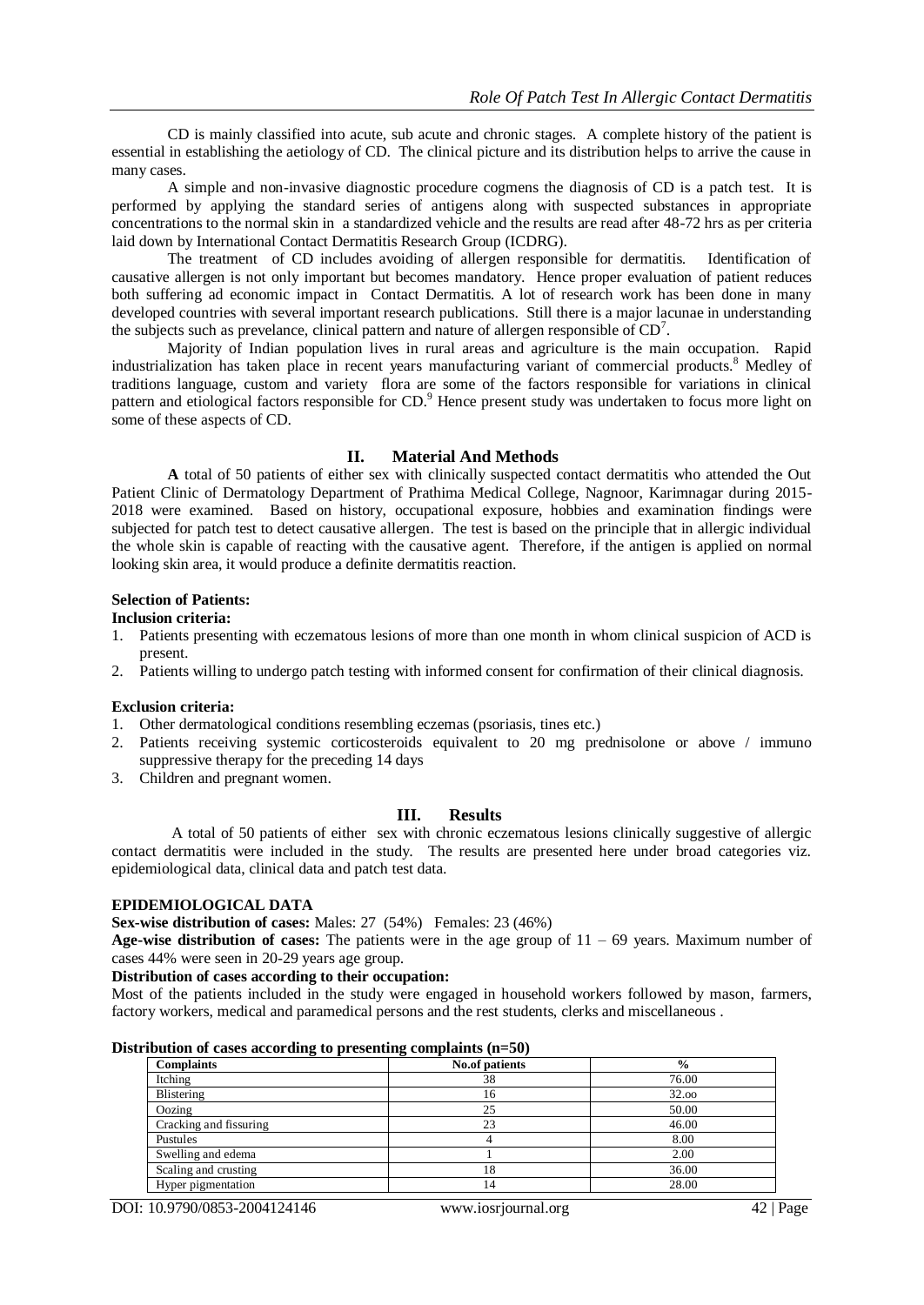CD is mainly classified into acute, sub acute and chronic stages. A complete history of the patient is essential in establishing the aetiology of CD. The clinical picture and its distribution helps to arrive the cause in many cases.

A simple and non-invasive diagnostic procedure cogmens the diagnosis of CD is a patch test. It is performed by applying the standard series of antigens along with suspected substances in appropriate concentrations to the normal skin in a standardized vehicle and the results are read after 48-72 hrs as per criteria laid down by International Contact Dermatitis Research Group (ICDRG).

The treatment of CD includes avoiding of allergen responsible for dermatitis. Identification of causative allergen is not only important but becomes mandatory. Hence proper evaluation of patient reduces both suffering ad economic impact in Contact Dermatitis. A lot of research work has been done in many developed countries with several important research publications. Still there is a major lacunae in understanding the subjects such as prevelance, clinical pattern and nature of allergen responsible of CD[7].

Majority of Indian population lives in rural areas and agriculture is the main occupation. Rapid industrialization has taken place in recent years manufacturing variant of commercial products.[8] Medley of traditions language, custom and variety flora are some of the factors responsible for variations in clinical pattern and etiological factors responsible for CD.[9] Hence present study was undertaken to focus more light on some of these aspects of CD.

## II. Material And Methods

**A** total of 50 patients of either sex with clinically suspected contact dermatitis who attended the Out Patient Clinic of Dermatology Department of Prathima Medical College, Nagnoor, Karimnagar during 2015-2018 were examined. Based on history, occupational exposure, hobbies and examination findings were subjected for patch test to detect causative allergen. The test is based on the principle that in allergic individual the whole skin is capable of reacting with the causative agent. Therefore, if the antigen is applied on normal looking skin area, it would produce a definite dermatitis reaction.

**Selection of Patients:**

**Inclusion criteria:**

1. Patients presenting with eczematous lesions of more than one month in whom clinical suspicion of ACD is present.
2. Patients willing to undergo patch testing with informed consent for confirmation of their clinical diagnosis.

**Exclusion criteria:**

1. Other dermatological conditions resembling eczemas (psoriasis, tines etc.)
2. Patients receiving systemic corticosteroids equivalent to 20 mg prednisolone or above / immuno suppressive therapy for the preceding 14 days
3. Children and pregnant women.

## III. Results

A total of 50 patients of either sex with chronic eczematous lesions clinically suggestive of allergic contact dermatitis were included in the study. The results are presented here under broad categories viz. epidemiological data, clinical data and patch test data.

**EPIDEMIOLOGICAL DATA**

**Sex-wise distribution of cases:** Males: 27 (54%) Females: 23 (46%)

**Age-wise distribution of cases:** The patients were in the age group of 11 – 69 years. Maximum number of cases 44% were seen in 20-29 years age group.

**Distribution of cases according to their occupation:**

Most of the patients included in the study were engaged in household workers followed by mason, farmers, factory workers, medical and paramedical persons and the rest students, clerks and miscellaneous .

**Distribution of cases according to presenting complaints (n=50)**

| Complaints | No.of patients | % |
|---|---|---|
| Itching | 38 | 76.00 |
| Blistering | 16 | 32.oo |
| Oozing | 25 | 50.00 |
| Cracking and fissuring | 23 | 46.00 |
| Pustules | 4 | 8.00 |
| Swelling and edema | 1 | 2.00 |
| Scaling and crusting | 18 | 36.00 |
| Hyper pigmentation | 14 | 28.00 |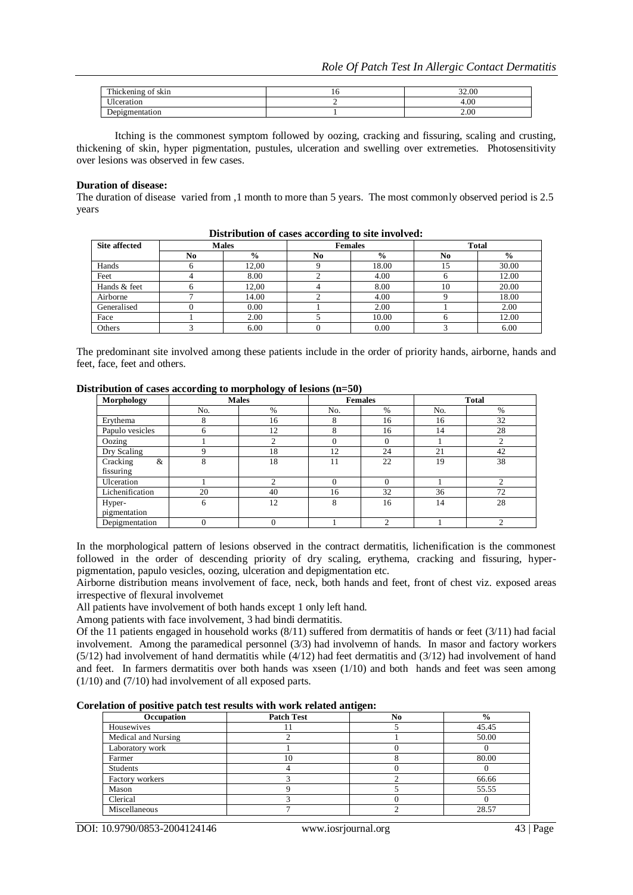| Thickening of skin | 16 | 32.00 |
|---|---|---|
| Ulceration | 2 | 4.00 |
| Depigmentation | 1 | 2.00 |

Itching is the commonest symptom followed by oozing, cracking and fissuring, scaling and crusting, thickening of skin, hyper pigmentation, pustules, ulceration and swelling over extremeties. Photosensitivity over lesions was observed in few cases.

**Duration of disease:**

The duration of disease varied from ,1 month to more than 5 years. The most commonly observed period is 2.5 years

**Distribution of cases according to site involved:**

| Site affected | Males | | Females | | Total | |
|---|---|---|---|---|---|---|
| | No | % | No | % | No | % |
| Hands | 6 | 12,00 | 9 | 18.00 | 15 | 30.00 |
| Feet | 4 | 8.00 | 2 | 4.00 | 6 | 12.00 |
| Hands & feet | 6 | 12,00 | 4 | 8.00 | 10 | 20.00 |
| Airborne | 7 | 14.00 | 2 | 4.00 | 9 | 18.00 |
| Generalised | 0 | 0.00 | 1 | 2.00 | 1 | 2.00 |
| Face | 1 | 2.00 | 5 | 10.00 | 6 | 12.00 |
| Others | 3 | 6.00 | 0 | 0.00 | 3 | 6.00 |

The predominant site involved among these patients include in the order of priority hands, airborne, hands and feet, face, feet and others.

**Distribution of cases according to morphology of lesions (n=50)**

| Morphology | Males | | Females | | Total | |
|---|---|---|---|---|---|---|
| | No. | % | No. | % | No. | % |
| Erythema | 8 | 16 | 8 | 16 | 16 | 32 |
| Papulo vesicles | 6 | 12 | 8 | 16 | 14 | 28 |
| Oozing | 1 | 2 | 0 | 0 | 1 | 2 |
| Dry Scaling | 9 | 18 | 12 | 24 | 21 | 42 |
| Cracking & fissuring | 8 | 18 | 11 | 22 | 19 | 38 |
| Ulceration | 1 | 2 | 0 | 0 | 1 | 2 |
| Lichenification | 20 | 40 | 16 | 32 | 36 | 72 |
| Hyper-pigmentation | 6 | 12 | 8 | 16 | 14 | 28 |
| Depigmentation | 0 | 0 | 1 | 2 | 1 | 2 |

In the morphological pattern of lesions observed in the contract dermatitis, lichenification is the commonest followed in the order of descending priority of dry scaling, erythema, cracking and fissuring, hyper-pigmentation, papulo vesicles, oozing, ulceration and depigmentation etc.

Airborne distribution means involvement of face, neck, both hands and feet, front of chest viz. exposed areas irrespective of flexural involvemet

All patients have involvement of both hands except 1 only left hand.

Among patients with face involvement, 3 had bindi dermatitis.

Of the 11 patients engaged in household works (8/11) suffered from dermatitis of hands or feet (3/11) had facial involvement. Among the paramedical personnel (3/3) had involvemn of hands. In masor and factory workers (5/12) had involvement of hand dermatitis while (4/12) had feet dermatitis and (3/12) had involvement of hand and feet. In farmers dermatitis over both hands was xseen (1/10) and both hands and feet was seen among (1/10) and (7/10) had involvement of all exposed parts.

**Corelation of positive patch test results with work related antigen:**

| Occupation | Patch Test | No | % |
|---|---|---|---|
| Housewives | 11 | 5 | 45.45 |
| Medical and Nursing | 2 | 1 | 50.00 |
| Laboratory work | 1 | 0 | 0 |
| Farmer | 10 | 8 | 80.00 |
| Students | 4 | 0 | 0 |
| Factory workers | 3 | 2 | 66.66 |
| Mason | 9 | 5 | 55.55 |
| Clerical | 3 | 0 | 0 |
| Miscellaneous | 7 | 2 | 28.57 |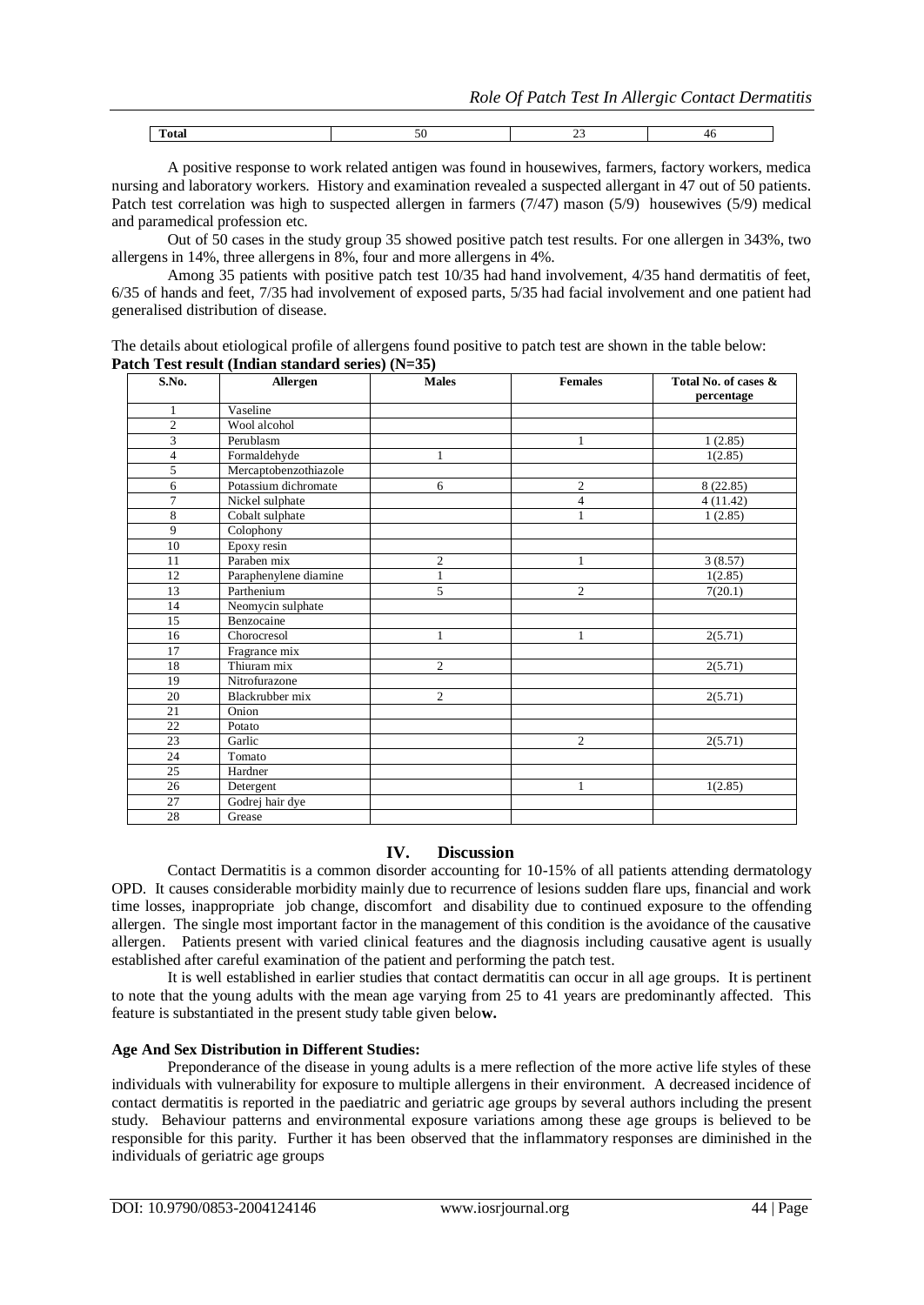| Total | 50 | 23 | 46 |
|---|---|---|---|

A positive response to work related antigen was found in housewives, farmers, factory workers, medica nursing and laboratory workers. History and examination revealed a suspected allergant in 47 out of 50 patients. Patch test correlation was high to suspected allergen in farmers (7/47) mason (5/9) housewives (5/9) medical and paramedical profession etc.

Out of 50 cases in the study group 35 showed positive patch test results. For one allergen in 343%, two allergens in 14%, three allergens in 8%, four and more allergens in 4%.

Among 35 patients with positive patch test 10/35 had hand involvement, 4/35 hand dermatitis of feet, 6/35 of hands and feet, 7/35 had involvement of exposed parts, 5/35 had facial involvement and one patient had generalised distribution of disease.

The details about etiological profile of allergens found positive to patch test are shown in the table below:

**Patch Test result (Indian standard series) (N=35)**

| S.No. | Allergen | Males | Females | Total No. of cases & percentage |
|---|---|---|---|---|
| 1 | Vaseline | | | |
| 2 | Wool alcohol | | | |
| 3 | Perublasm | | 1 | 1 (2.85) |
| 4 | Formaldehyde | 1 | | 1(2.85) |
| 5 | Mercaptobenzothiazole | | | |
| 6 | Potassium dichromate | 6 | 2 | 8 (22.85) |
| 7 | Nickel sulphate | | 4 | 4 (11.42) |
| 8 | Cobalt sulphate | | 1 | 1 (2.85) |
| 9 | Colophony | | | |
| 10 | Epoxy resin | | | |
| 11 | Paraben mix | 2 | 1 | 3 (8.57) |
| 12 | Paraphenylene diamine | 1 | | 1(2.85) |
| 13 | Parthenium | 5 | 2 | 7(20.1) |
| 14 | Neomycin sulphate | | | |
| 15 | Benzocaine | | | |
| 16 | Chorocresol | 1 | 1 | 2(5.71) |
| 17 | Fragrance mix | | | |
| 18 | Thiuram mix | 2 | | 2(5.71) |
| 19 | Nitrofurazone | | | |
| 20 | Blackrubber mix | 2 | | 2(5.71) |
| 21 | Onion | | | |
| 22 | Potato | | | |
| 23 | Garlic | | 2 | 2(5.71) |
| 24 | Tomato | | | |
| 25 | Hardner | | | |
| 26 | Detergent | | 1 | 1(2.85) |
| 27 | Godrej hair dye | | | |
| 28 | Grease | | | |

## IV. Discussion

Contact Dermatitis is a common disorder accounting for 10-15% of all patients attending dermatology OPD. It causes considerable morbidity mainly due to recurrence of lesions sudden flare ups, financial and work time losses, inappropriate job change, discomfort and disability due to continued exposure to the offending allergen. The single most important factor in the management of this condition is the avoidance of the causative allergen. Patients present with varied clinical features and the diagnosis including causative agent is usually established after careful examination of the patient and performing the patch test.

It is well established in earlier studies that contact dermatitis can occur in all age groups. It is pertinent to note that the young adults with the mean age varying from 25 to 41 years are predominantly affected. This feature is substantiated in the present study table given belo**w.**

**Age And Sex Distribution in Different Studies:**

Preponderance of the disease in young adults is a mere reflection of the more active life styles of these individuals with vulnerability for exposure to multiple allergens in their environment. A decreased incidence of contact dermatitis is reported in the paediatric and geriatric age groups by several authors including the present study. Behaviour patterns and environmental exposure variations among these age groups is believed to be responsible for this parity. Further it has been observed that the inflammatory responses are diminished in the individuals of geriatric age groups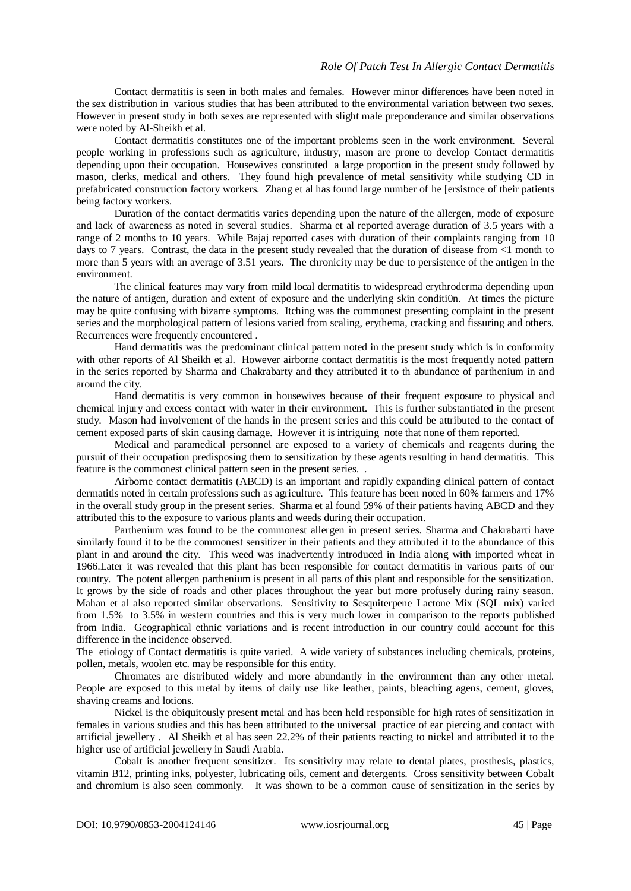Contact dermatitis is seen in both males and females. However minor differences have been noted in the sex distribution in various studies that has been attributed to the environmental variation between two sexes. However in present study in both sexes are represented with slight male preponderance and similar observations were noted by Al-Sheikh et al.

Contact dermatitis constitutes one of the important problems seen in the work environment. Several people working in professions such as agriculture, industry, mason are prone to develop Contact dermatitis depending upon their occupation. Housewives constituted a large proportion in the present study followed by mason, clerks, medical and others. They found high prevalence of metal sensitivity while studying CD in prefabricated construction factory workers. Zhang et al has found large number of he [ersistnce of their patients being factory workers.

Duration of the contact dermatitis varies depending upon the nature of the allergen, mode of exposure and lack of awareness as noted in several studies. Sharma et al reported average duration of 3.5 years with a range of 2 months to 10 years. While Bajaj reported cases with duration of their complaints ranging from 10 days to 7 years. Contrast, the data in the present study revealed that the duration of disease from <1 month to more than 5 years with an average of 3.51 years. The chronicity may be due to persistence of the antigen in the environment.

The clinical features may vary from mild local dermatitis to widespread erythroderma depending upon the nature of antigen, duration and extent of exposure and the underlying skin conditi0n. At times the picture may be quite confusing with bizarre symptoms. Itching was the commonest presenting complaint in the present series and the morphological pattern of lesions varied from scaling, erythema, cracking and fissuring and others. Recurrences were frequently encountered .

Hand dermatitis was the predominant clinical pattern noted in the present study which is in conformity with other reports of Al Sheikh et al. However airborne contact dermatitis is the most frequently noted pattern in the series reported by Sharma and Chakrabarty and they attributed it to th abundance of parthenium in and around the city.

Hand dermatitis is very common in housewives because of their frequent exposure to physical and chemical injury and excess contact with water in their environment. This is further substantiated in the present study. Mason had involvement of the hands in the present series and this could be attributed to the contact of cement exposed parts of skin causing damage. However it is intriguing note that none of them reported.

Medical and paramedical personnel are exposed to a variety of chemicals and reagents during the pursuit of their occupation predisposing them to sensitization by these agents resulting in hand dermatitis. This feature is the commonest clinical pattern seen in the present series. .

Airborne contact dermatitis (ABCD) is an important and rapidly expanding clinical pattern of contact dermatitis noted in certain professions such as agriculture. This feature has been noted in 60% farmers and 17% in the overall study group in the present series. Sharma et al found 59% of their patients having ABCD and they attributed this to the exposure to various plants and weeds during their occupation.

Parthenium was found to be the commonest allergen in present series. Sharma and Chakrabarti have similarly found it to be the commonest sensitizer in their patients and they attributed it to the abundance of this plant in and around the city. This weed was inadvertently introduced in India along with imported wheat in 1966.Later it was revealed that this plant has been responsible for contact dermatitis in various parts of our country. The potent allergen parthenium is present in all parts of this plant and responsible for the sensitization. It grows by the side of roads and other places throughout the year but more profusely during rainy season. Mahan et al also reported similar observations. Sensitivity to Sesquiterpene Lactone Mix (SQL mix) varied from 1.5% to 3.5% in western countries and this is very much lower in comparison to the reports published from India. Geographical ethnic variations and is recent introduction in our country could account for this difference in the incidence observed.

The etiology of Contact dermatitis is quite varied. A wide variety of substances including chemicals, proteins, pollen, metals, woolen etc. may be responsible for this entity.

Chromates are distributed widely and more abundantly in the environment than any other metal. People are exposed to this metal by items of daily use like leather, paints, bleaching agens, cement, gloves, shaving creams and lotions.

Nickel is the obiquitously present metal and has been held responsible for high rates of sensitization in females in various studies and this has been attributed to the universal practice of ear piercing and contact with artificial jewellery . Al Sheikh et al has seen 22.2% of their patients reacting to nickel and attributed it to the higher use of artificial jewellery in Saudi Arabia.

Cobalt is another frequent sensitizer. Its sensitivity may relate to dental plates, prosthesis, plastics, vitamin B12, printing inks, polyester, lubricating oils, cement and detergents. Cross sensitivity between Cobalt and chromium is also seen commonly. It was shown to be a common cause of sensitization in the series by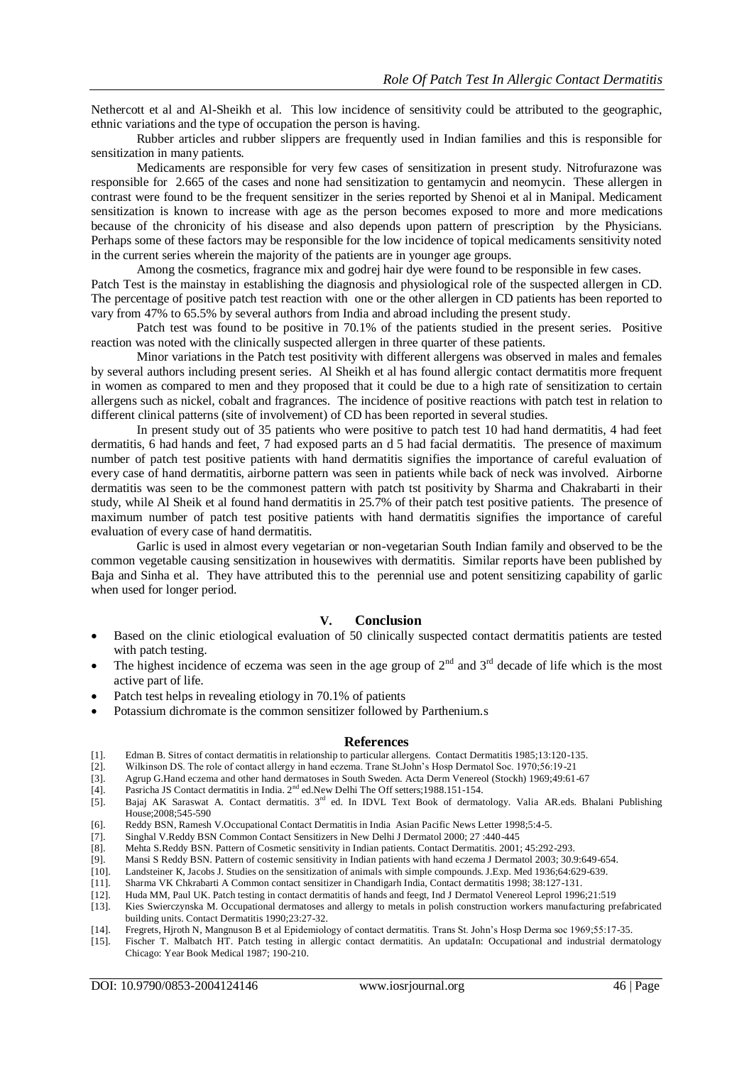Nethercott et al and Al-Sheikh et al. This low incidence of sensitivity could be attributed to the geographic, ethnic variations and the type of occupation the person is having.

Rubber articles and rubber slippers are frequently used in Indian families and this is responsible for sensitization in many patients.

Medicaments are responsible for very few cases of sensitization in present study. Nitrofurazone was responsible for 2.665 of the cases and none had sensitization to gentamycin and neomycin. These allergen in contrast were found to be the frequent sensitizer in the series reported by Shenoi et al in Manipal. Medicament sensitization is known to increase with age as the person becomes exposed to more and more medications because of the chronicity of his disease and also depends upon pattern of prescription by the Physicians. Perhaps some of these factors may be responsible for the low incidence of topical medicaments sensitivity noted in the current series wherein the majority of the patients are in younger age groups.

Among the cosmetics, fragrance mix and godrej hair dye were found to be responsible in few cases.

Patch Test is the mainstay in establishing the diagnosis and physiological role of the suspected allergen in CD. The percentage of positive patch test reaction with one or the other allergen in CD patients has been reported to vary from 47% to 65.5% by several authors from India and abroad including the present study.

Patch test was found to be positive in 70.1% of the patients studied in the present series. Positive reaction was noted with the clinically suspected allergen in three quarter of these patients.

Minor variations in the Patch test positivity with different allergens was observed in males and females by several authors including present series. Al Sheikh et al has found allergic contact dermatitis more frequent in women as compared to men and they proposed that it could be due to a high rate of sensitization to certain allergens such as nickel, cobalt and fragrances. The incidence of positive reactions with patch test in relation to different clinical patterns (site of involvement) of CD has been reported in several studies.

In present study out of 35 patients who were positive to patch test 10 had hand dermatitis, 4 had feet dermatitis, 6 had hands and feet, 7 had exposed parts an d 5 had facial dermatitis. The presence of maximum number of patch test positive patients with hand dermatitis signifies the importance of careful evaluation of every case of hand dermatitis, airborne pattern was seen in patients while back of neck was involved. Airborne dermatitis was seen to be the commonest pattern with patch tst positivity by Sharma and Chakrabarti in their study, while Al Sheik et al found hand dermatitis in 25.7% of their patch test positive patients. The presence of maximum number of patch test positive patients with hand dermatitis signifies the importance of careful evaluation of every case of hand dermatitis.

Garlic is used in almost every vegetarian or non-vegetarian South Indian family and observed to be the common vegetable causing sensitization in housewives with dermatitis. Similar reports have been published by Baja and Sinha et al. They have attributed this to the perennial use and potent sensitizing capability of garlic when used for longer period.

## V. Conclusion

- Based on the clinic etiological evaluation of 50 clinically suspected contact dermatitis patients are tested with patch testing.
- The highest incidence of eczema was seen in the age group of 2nd and 3rd decade of life which is the most active part of life.
- Patch test helps in revealing etiology in 70.1% of patients
- Potassium dichromate is the common sensitizer followed by Parthenium.s

## References

[1]. Edman B. Sitres of contact dermatitis in relationship to particular allergens. Contact Dermatitis 1985;13:120-135.
[2]. Wilkinson DS. The role of contact allergy in hand eczema. Trane St.John's Hosp Dermatol Soc. 1970;56:19-21
[3]. Agrup G.Hand eczema and other hand dermatoses in South Sweden. Acta Derm Venereol (Stockh) 1969;49:61-67
[4]. Pasricha JS Contact dermatitis in India. 2nd ed.New Delhi The Off setters;1988.151-154.
[5]. Bajaj AK Saraswat A. Contact dermatitis. 3rd ed. In IDVL Text Book of dermatology. Valia AR.eds. Bhalani Publishing House;2008;545-590
[6]. Reddy BSN, Ramesh V.Occupational Contact Dermatitis in India Asian Pacific News Letter 1998;5:4-5.
[7]. Singhal V.Reddy BSN Common Contact Sensitizers in New Delhi J Dermatol 2000; 27 :440-445
[8]. Mehta S.Reddy BSN. Pattern of Cosmetic sensitivity in Indian patients. Contact Dermatitis. 2001; 45:292-293.
[9]. Mansi S Reddy BSN. Pattern of costemic sensitivity in Indian patients with hand eczema J Dermatol 2003; 30.9:649-654.
[10]. Landsteiner K, Jacobs J. Studies on the sensitization of animals with simple compounds. J.Exp. Med 1936;64:629-639.
[11]. Sharma VK Chkrabarti A Common contact sensitizer in Chandigarh India, Contact dermatitis 1998; 38:127-131.
[12]. Huda MM, Paul UK. Patch testing in contact dermatitis of hands and feegt, Ind J Dermatol Venereol Leprol 1996;21:519
[13]. Kies Swierczynska M. Occupational dermatoses and allergy to metals in polish construction workers manufacturing prefabricated building units. Contact Dermatitis 1990;23:27-32.
[14]. Fregrets, Hjroth N, Mangnuson B et al Epidemiology of contact dermatitis. Trans St. John's Hosp Derma soc 1969;55:17-35.
[15]. Fischer T. Malbatch HT. Patch testing in allergic contact dermatitis. An updataIn: Occupational and industrial dermatology Chicago: Year Book Medical 1987; 190-210.